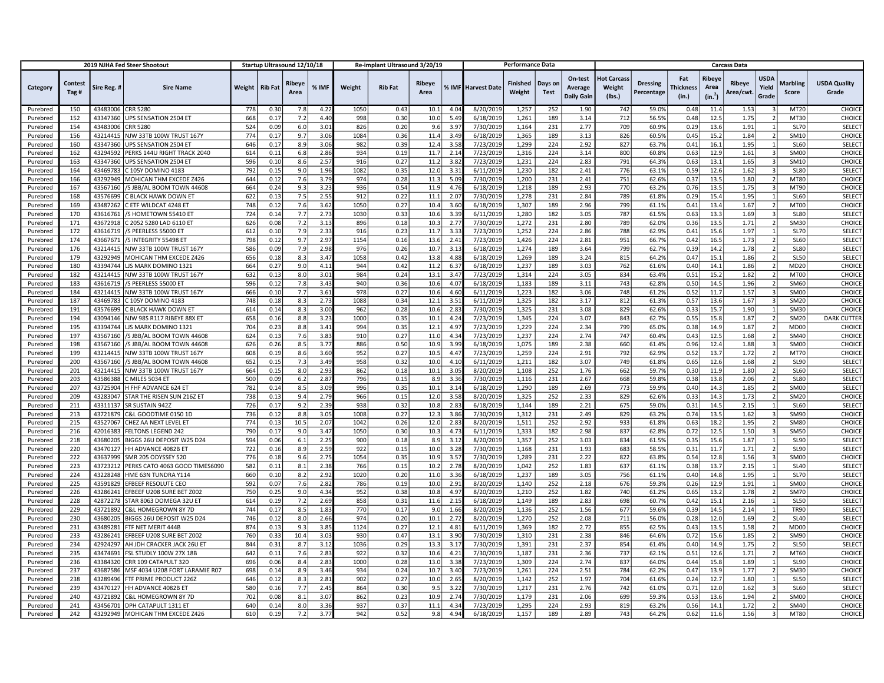| 2019 NJHA Fed Steer Shootout | | | | Startup Ultrasound 12/10/18 | | | | Re-implant Ultrasound 3/20/19 | | | | Performance Data | | | | Carcass Data | | | | | | | | |
|---|---|---|---|---|---|---|---|---|---|---|---|---|---|---|---|---|---|---|---|---|---|---|---|---|
| Category | Contest Tag # | Sire Reg. # | Sire Name | Weight | Rib Fat | Ribeye Area | % IMF | Weight | Rib Fat | Ribeye Area | % IMF | Harvest Date | Finished Weight | Days on Test | On-test Average Daily Gain | Hot Carcass Weight (lbs.) | Dressing Percentage | Fat Thickness (in.) | Ribeye Area (in.$^2$) | Ribeye Area/cwt. | USDA Yield Grade | Marbling Score | USDA Quality Grade |
| Purebred | 150 | 43483006 | CRR 5280 | 778 | 0.30 | 7.8 | 4.22 | 1050 | 0.43 | 10.1 | 4.04 | 8/20/2019 | 1,257 | 252 | 1.90 | 742 | 59.0% | 0.48 | 11.4 | 1.53 | 3 | MT20 | CHOICE |
| Purebred | 152 | 43347360 | UPS SENSATION 2504 ET | 668 | 0.17 | 7.2 | 4.40 | 998 | 0.30 | 10.0 | 5.49 | 6/18/2019 | 1,261 | 189 | 3.14 | 712 | 56.5% | 0.48 | 12.5 | 1.75 | 2 | MT30 | CHOICE |
| Purebred | 154 | 43483006 | CRR 5280 | 524 | 0.09 | 6.0 | 3.01 | 826 | 0.20 | 9.6 | 3.97 | 7/30/2019 | 1,164 | 231 | 2.77 | 709 | 60.9% | 0.29 | 13.6 | 1.91 | 1 | SL70 | SELECT |
| Purebred | 156 | 43214415 | NJW 33TB 100W TRUST 167Y | 774 | 0.17 | 9.7 | 3.06 | 1084 | 0.36 | 11.4 | 3.49 | 6/18/2019 | 1,365 | 189 | 3.13 | 826 | 60.5% | 0.45 | 15.2 | 1.84 | 2 | SM10 | CHOICE |
| Purebred | 160 | 43347360 | UPS SENSATION 2504 ET | 646 | 0.17 | 8.9 | 3.06 | 982 | 0.39 | 12.4 | 3.58 | 7/23/2019 | 1,299 | 224 | 2.92 | 827 | 63.7% | 0.41 | 16.1 | 1.95 | 1 | SL60 | SELECT |
| Purebred | 162 | 43294592 | PERKS 144U RIGHT TRACK 2040 | 614 | 0.11 | 6.8 | 2.86 | 934 | 0.19 | 11.7 | 2.14 | 7/23/2019 | 1,316 | 224 | 3.14 | 800 | 60.8% | 0.63 | 12.9 | 1.61 | 3 | SM00 | CHOICE |
| Purebred | 163 | 43347360 | UPS SENSATION 2504 ET | 596 | 0.10 | 8.6 | 2.57 | 916 | 0.27 | 11.2 | 3.82 | 7/23/2019 | 1,231 | 224 | 2.83 | 791 | 64.3% | 0.63 | 13.1 | 1.65 | 3 | SM10 | CHOICE |
| Purebred | 164 | 43469783 | C 105Y DOMINO 4183 | 792 | 0.15 | 9.0 | 1.96 | 1082 | 0.35 | 12.0 | 3.31 | 6/11/2019 | 1,230 | 182 | 2.41 | 776 | 63.1% | 0.59 | 12.6 | 1.62 | 3 | SL80 | SELECT |
| Purebred | 166 | 43292949 | MOHICAN THM EXCEDE Z426 | 644 | 0.12 | 7.6 | 3.79 | 974 | 0.28 | 11.3 | 5.09 | 7/30/2019 | 1,200 | 231 | 2.41 | 751 | 62.6% | 0.37 | 13.5 | 1.80 | 2 | MT80 | CHOICE |
| Purebred | 167 | 43567160 | /S JBB/AL BOOM TOWN 44608 | 664 | 0.24 | 9.3 | 3.23 | 936 | 0.54 | 11.9 | 4.76 | 6/18/2019 | 1,218 | 189 | 2.93 | 770 | 63.2% | 0.76 | 13.5 | 1.75 | 3 | MT90 | CHOICE |
| Purebred | 168 | 43576699 | C BLACK HAWK DOWN ET | 622 | 0.13 | 7.5 | 2.55 | 912 | 0.22 | 11.1 | 2.07 | 7/30/2019 | 1,278 | 231 | 2.84 | 789 | 61.8% | 0.29 | 15.4 | 1.95 | 1 | SL60 | SELECT |
| Purebred | 169 | 43487262 | C ETF WILDCAT 4248 ET | 748 | 0.12 | 7.6 | 3.62 | 1050 | 0.27 | 10.4 | 3.60 | 6/18/2019 | 1,307 | 189 | 2.96 | 799 | 61.1% | 0.41 | 13.4 | 1.67 | 2 | MT00 | CHOICE |
| Purebred | 170 | 43616761 | /S HOMETOWN 55410 ET | 724 | 0.14 | 7.7 | 2.73 | 1030 | 0.33 | 10.6 | 3.39 | 6/11/2019 | 1,280 | 182 | 3.05 | 787 | 61.5% | 0.63 | 13.3 | 1.69 | 3 | SL80 | SELECT |
| Purebred | 171 | 43672918 | C 2052 5280 LAD 6110 ET | 626 | 0.08 | 7.2 | 3.13 | 896 | 0.18 | 10.3 | 2.77 | 7/30/2019 | 1,272 | 231 | 2.80 | 789 | 62.0% | 0.36 | 13.5 | 1.71 | 2 | SM30 | CHOICE |
| Purebred | 172 | 43616719 | /S PEERLESS 55000 ET | 612 | 0.10 | 7.9 | 2.33 | 916 | 0.23 | 11.7 | 3.33 | 7/23/2019 | 1,252 | 224 | 2.86 | 788 | 62.9% | 0.41 | 15.6 | 1.97 | 1 | SL70 | SELECT |
| Purebred | 174 | 43667671 | /S INTEGRITY 55498 ET | 798 | 0.12 | 9.7 | 2.97 | 1154 | 0.16 | 13.6 | 2.41 | 7/23/2019 | 1,426 | 224 | 2.81 | 951 | 66.7% | 0.42 | 16.5 | 1.73 | 2 | SL60 | SELECT |
| Purebred | 176 | 43214415 | NJW 33TB 100W TRUST 167Y | 586 | 0.09 | 7.9 | 2.98 | 976 | 0.26 | 10.7 | 3.13 | 6/18/2019 | 1,274 | 189 | 3.64 | 799 | 62.7% | 0.39 | 14.2 | 1.78 | 2 | SL80 | SELECT |
| Purebred | 179 | 43292949 | MOHICAN THM EXCEDE Z426 | 656 | 0.18 | 8.3 | 3.47 | 1058 | 0.42 | 13.8 | 4.88 | 6/18/2019 | 1,269 | 189 | 3.24 | 815 | 64.2% | 0.47 | 15.1 | 1.86 | 2 | SL50 | SELECT |
| Purebred | 180 | 43394744 | LJS MARK DOMINO 1321 | 664 | 0.27 | 9.0 | 4.11 | 944 | 0.42 | 11.2 | 6.37 | 6/18/2019 | 1,237 | 189 | 3.03 | 762 | 61.6% | 0.40 | 14.1 | 1.86 | 2 | MD20 | CHOICE |
| Purebred | 182 | 43214415 | NJW 33TB 100W TRUST 167Y | 632 | 0.13 | 8.0 | 3.01 | 984 | 0.24 | 13.1 | 3.47 | 7/23/2019 | 1,314 | 224 | 3.05 | 834 | 63.4% | 0.51 | 15.2 | 1.82 | 2 | MT00 | CHOICE |
| Purebred | 183 | 43616719 | /S PEERLESS 55000 ET | 596 | 0.12 | 7.8 | 3.43 | 940 | 0.36 | 10.6 | 4.07 | 6/18/2019 | 1,183 | 189 | 3.11 | 743 | 62.8% | 0.50 | 14.5 | 1.96 | 2 | SM60 | CHOICE |
| Purebred | 184 | 43214415 | NJW 33TB 100W TRUST 167Y | 666 | 0.10 | 7.7 | 3.61 | 978 | 0.27 | 10.6 | 4.60 | 6/11/2019 | 1,223 | 182 | 3.06 | 748 | 61.2% | 0.52 | 11.7 | 1.57 | 3 | SM00 | CHOICE |
| Purebred | 187 | 43469783 | C 105Y DOMINO 4183 | 748 | 0.18 | 8.3 | 2.73 | 1088 | 0.34 | 12.1 | 3.51 | 6/11/2019 | 1,325 | 182 | 3.17 | 812 | 61.3% | 0.57 | 13.6 | 1.67 | 3 | SM20 | CHOICE |
| Purebred | 191 | 43576699 | C BLACK HAWK DOWN ET | 614 | 0.14 | 8.3 | 3.00 | 962 | 0.28 | 10.6 | 2.83 | 7/30/2019 | 1,325 | 231 | 3.08 | 829 | 62.6% | 0.33 | 15.7 | 1.90 | 1 | SM30 | CHOICE |
| Purebred | 194 | 43094146 | NJW 98S R117 RIBEYE 88X ET | 658 | 0.16 | 8.8 | 3.23 | 1000 | 0.35 | 10.1 | 4.24 | 7/23/2019 | 1,345 | 224 | 3.07 | 843 | 62.7% | 0.55 | 15.8 | 1.87 | 2 | SM20 | DARK CUTTER |
| Purebred | 195 | 43394744 | LJS MARK DOMINO 1321 | 704 | 0.23 | 8.8 | 3.41 | 994 | 0.35 | 12.1 | 4.97 | 7/23/2019 | 1,229 | 224 | 2.34 | 799 | 65.0% | 0.38 | 14.9 | 1.87 | 2 | MD00 | CHOICE |
| Purebred | 197 | 43567160 | /S JBB/AL BOOM TOWN 44608 | 624 | 0.13 | 7.6 | 3.83 | 910 | 0.27 | 11.0 | 4.34 | 7/23/2019 | 1,237 | 224 | 2.74 | 747 | 60.4% | 0.43 | 12.5 | 1.68 | 2 | SM40 | CHOICE |
| Purebred | 198 | 43567160 | /S JBB/AL BOOM TOWN 44608 | 626 | 0.26 | 8.5 | 3.77 | 886 | 0.50 | 10.9 | 3.99 | 6/18/2019 | 1,075 | 189 | 2.38 | 660 | 61.4% | 0.96 | 12.4 | 1.88 | 3 | SM00 | CHOICE |
| Purebred | 199 | 43214415 | NJW 33TB 100W TRUST 167Y | 608 | 0.19 | 8.6 | 3.60 | 952 | 0.27 | 10.5 | 4.47 | 7/23/2019 | 1,259 | 224 | 2.91 | 792 | 62.9% | 0.52 | 13.7 | 1.72 | 2 | MT70 | CHOICE |
| Purebred | 200 | 43567160 | /S JBB/AL BOOM TOWN 44608 | 652 | 0.15 | 7.3 | 3.49 | 958 | 0.32 | 10.0 | 4.10 | 6/11/2019 | 1,211 | 182 | 3.07 | 749 | 61.8% | 0.65 | 12.6 | 1.68 | 2 | SL90 | SELECT |
| Purebred | 201 | 43214415 | NJW 33TB 100W TRUST 167Y | 664 | 0.15 | 8.0 | 2.93 | 862 | 0.18 | 10.1 | 3.05 | 8/20/2019 | 1,108 | 252 | 1.76 | 662 | 59.7% | 0.30 | 11.9 | 1.80 | 2 | SL60 | SELECT |
| Purebred | 203 | 43586388 | C MILES 5034 ET | 500 | 0.09 | 6.2 | 2.87 | 796 | 0.15 | 8.9 | 3.36 | 7/30/2019 | 1,116 | 231 | 2.67 | 668 | 59.8% | 0.38 | 13.8 | 2.06 | 2 | SL80 | SELECT |
| Purebred | 207 | 43725904 | H FHF ADVANCE 624 ET | 782 | 0.14 | 8.5 | 3.09 | 996 | 0.35 | 10.1 | 3.14 | 6/18/2019 | 1,290 | 189 | 2.69 | 773 | 59.9% | 0.40 | 14.3 | 1.85 | 2 | SM00 | SELECT |
| Purebred | 209 | 43283047 | STAR THE RISEN SUN 216Z ET | 738 | 0.13 | 9.4 | 2.79 | 966 | 0.15 | 12.0 | 3.58 | 8/20/2019 | 1,325 | 252 | 2.33 | 829 | 62.6% | 0.33 | 14.3 | 1.73 | 2 | SM20 | CHOICE |
| Purebred | 211 | 43311137 | SR SUSTAIN 942Z | 726 | 0.17 | 9.2 | 2.39 | 938 | 0.32 | 10.8 | 2.83 | 6/18/2019 | 1,144 | 189 | 2.21 | 675 | 59.0% | 0.31 | 14.5 | 2.15 | 1 | SL60 | SELECT |
| Purebred | 213 | 43721879 | C&L GOODTIME 0150 1D | 736 | 0.12 | 8.8 | 3.05 | 1008 | 0.27 | 12.3 | 3.86 | 7/30/2019 | 1,312 | 231 | 2.49 | 829 | 63.2% | 0.74 | 13.5 | 1.62 | 3 | SM90 | CHOICE |
| Purebred | 215 | 43527067 | CHEZ AA NEXT LEVEL ET | 774 | 0.13 | 10.5 | 2.07 | 1042 | 0.26 | 12.0 | 2.83 | 8/20/2019 | 1,511 | 252 | 2.92 | 933 | 61.8% | 0.63 | 18.2 | 1.95 | 2 | SM80 | CHOICE |
| Purebred | 216 | 42016383 | FELTONS LEGEND 242 | 790 | 0.17 | 9.0 | 3.47 | 1050 | 0.30 | 10.3 | 4.73 | 6/11/2019 | 1,333 | 182 | 2.98 | 837 | 62.8% | 0.72 | 12.5 | 1.50 | 3 | SM50 | CHOICE |
| Purebred | 218 | 43680205 | BIGGS 26U DEPOSIT W25 D24 | 594 | 0.06 | 6.1 | 2.25 | 900 | 0.18 | 8.9 | 3.12 | 8/20/2019 | 1,357 | 252 | 3.03 | 834 | 61.5% | 0.35 | 15.6 | 1.87 | 1 | SL90 | SELECT |
| Purebred | 220 | 43470127 | HH ADVANCE 4082B ET | 722 | 0.16 | 8.9 | 2.59 | 922 | 0.15 | 10.0 | 3.28 | 7/30/2019 | 1,168 | 231 | 1.93 | 683 | 58.5% | 0.31 | 11.7 | 1.71 | 2 | SL90 | SELECT |
| Purebred | 222 | 43637999 | SMR 205 ODYSSEY 520 | 776 | 0.18 | 9.6 | 2.75 | 1054 | 0.35 | 10.9 | 3.57 | 7/30/2019 | 1,289 | 231 | 2.22 | 822 | 63.8% | 0.54 | 12.8 | 1.56 | 3 | SM00 | CHOICE |
| Purebred | 223 | 43723212 | PERKS CATO 4063 GOOD TIMES6090 | 582 | 0.11 | 8.1 | 2.38 | 766 | 0.15 | 10.2 | 2.78 | 8/20/2019 | 1,042 | 252 | 1.83 | 637 | 61.1% | 0.38 | 13.7 | 2.15 | 1 | SL40 | SELECT |
| Purebred | 224 | 43228248 | HME 63N TUNDRA Y114 | 660 | 0.10 | 8.2 | 2.92 | 1020 | 0.20 | 11.0 | 3.36 | 6/18/2019 | 1,237 | 189 | 3.05 | 756 | 61.1% | 0.40 | 14.8 | 1.95 | 1 | SL70 | SELECT |
| Purebred | 225 | 43591829 | EFBEEF RESOLUTE CEO | 592 | 0.07 | 7.6 | 2.82 | 786 | 0.19 | 10.0 | 2.91 | 8/20/2019 | 1,140 | 252 | 2.18 | 676 | 59.3% | 0.26 | 12.9 | 1.91 | 1 | SM00 | CHOICE |
| Purebred | 226 | 43286241 | EFBEEF U208 SURE BET Z002 | 750 | 0.25 | 9.0 | 4.34 | 952 | 0.38 | 10.8 | 4.97 | 8/20/2019 | 1,210 | 252 | 1.82 | 740 | 61.2% | 0.65 | 13.2 | 1.78 | 2 | SM70 | CHOICE |
| Purebred | 228 | 42872278 | STAR 8063 DOMEGA 32U ET | 614 | 0.19 | 7.2 | 2.69 | 858 | 0.31 | 11.6 | 2.15 | 6/18/2019 | 1,149 | 189 | 2.83 | 698 | 60.7% | 0.42 | 15.1 | 2.16 | 1 | SL50 | SELECT |
| Purebred | 229 | 43721892 | C&L HOMEGROWN 8Y 7D | 744 | 0.17 | 8.5 | 1.83 | 770 | 0.17 | 9.0 | 1.66 | 8/20/2019 | 1,136 | 252 | 1.56 | 677 | 59.6% | 0.39 | 14.5 | 2.14 | 1 | TR90 | SELECT |
| Purebred | 230 | 43680205 | BIGGS 26U DEPOSIT W25 D24 | 746 | 0.12 | 8.0 | 2.66 | 974 | 0.20 | 10.1 | 2.72 | 8/20/2019 | 1,270 | 252 | 2.08 | 711 | 56.0% | 0.28 | 12.0 | 1.69 | 2 | SL40 | SELECT |
| Purebred | 231 | 43489281 | FTF NET MERIT 444B | 874 | 0.13 | 9.3 | 3.85 | 1124 | 0.27 | 12.1 | 4.81 | 6/11/2019 | 1,369 | 182 | 2.72 | 855 | 62.5% | 0.43 | 13.5 | 1.58 | 2 | MD00 | CHOICE |
| Purebred | 233 | 43286241 | EFBEEF U208 SURE BET Z002 | 760 | 0.33 | 10.4 | 3.03 | 930 | 0.47 | 13.1 | 3.90 | 7/30/2019 | 1,310 | 231 | 2.38 | 846 | 64.6% | 0.72 | 15.6 | 1.85 | 2 | SM90 | CHOICE |
| Purebred | 234 | 42924297 | AH JDH CRACKER JACK 26U ET | 844 | 0.31 | 8.7 | 3.12 | 1036 | 0.29 | 13.3 | 3.17 | 7/30/2019 | 1,391 | 231 | 2.37 | 854 | 61.4% | 0.40 | 14.9 | 1.75 | 2 | SL50 | SELECT |
| Purebred | 235 | 43474691 | FSL STUDLY 100W 27X 18B | 642 | 0.11 | 7.6 | 2.83 | 922 | 0.32 | 10.6 | 4.21 | 7/30/2019 | 1,187 | 231 | 2.36 | 737 | 62.1% | 0.51 | 12.6 | 1.71 | 2 | MT60 | CHOICE |
| Purebred | 236 | 43384320 | CRR 109 CATAPULT 320 | 696 | 0.06 | 8.4 | 2.83 | 1000 | 0.28 | 13.0 | 3.38 | 7/23/2019 | 1,309 | 224 | 2.74 | 837 | 64.0% | 0.44 | 15.8 | 1.89 | 1 | SL90 | CHOICE |
| Purebred | 237 | 43687586 | MSF 4034 U208 FORT LARAMIE R07 | 698 | 0.14 | 8.9 | 3.46 | 934 | 0.24 | 10.7 | 3.40 | 7/23/2019 | 1,261 | 224 | 2.51 | 784 | 62.2% | 0.47 | 13.9 | 1.77 | 2 | SM30 | CHOICE |
| Purebred | 238 | 43289496 | FTF PRIME PRODUCT 226Z | 646 | 0.12 | 8.3 | 2.81 | 902 | 0.27 | 10.0 | 2.65 | 8/20/2019 | 1,142 | 252 | 1.97 | 704 | 61.6% | 0.24 | 12.7 | 1.80 | 1 | SL50 | SELECT |
| Purebred | 239 | 43470127 | HH ADVANCE 4082B ET | 580 | 0.16 | 7.7 | 2.45 | 864 | 0.30 | 9.5 | 3.22 | 7/30/2019 | 1,217 | 231 | 2.76 | 742 | 61.0% | 0.71 | 12.0 | 1.62 | 3 | SL60 | SELECT |
| Purebred | 240 | 43721892 | C&L HOMEGROWN 8Y 7D | 702 | 0.08 | 8.1 | 3.07 | 862 | 0.23 | 10.9 | 2.74 | 7/30/2019 | 1,179 | 231 | 2.06 | 699 | 59.3% | 0.53 | 13.6 | 1.94 | 2 | SM00 | CHOICE |
| Purebred | 241 | 43456701 | DPH CATAPULT 1311 ET | 640 | 0.14 | 8.0 | 3.36 | 937 | 0.37 | 11.1 | 4.34 | 7/23/2019 | 1,295 | 224 | 2.93 | 819 | 63.2% | 0.56 | 14.1 | 1.72 | 2 | SM40 | CHOICE |
| Purebred | 242 | 43292949 | MOHICAN THM EXCEDE Z426 | 610 | 0.19 | 7.2 | 3.77 | 942 | 0.52 | 9.8 | 4.94 | 6/18/2019 | 1,157 | 189 | 2.89 | 743 | 64.2% | 0.62 | 11.6 | 1.56 | 3 | MT80 | CHOICE |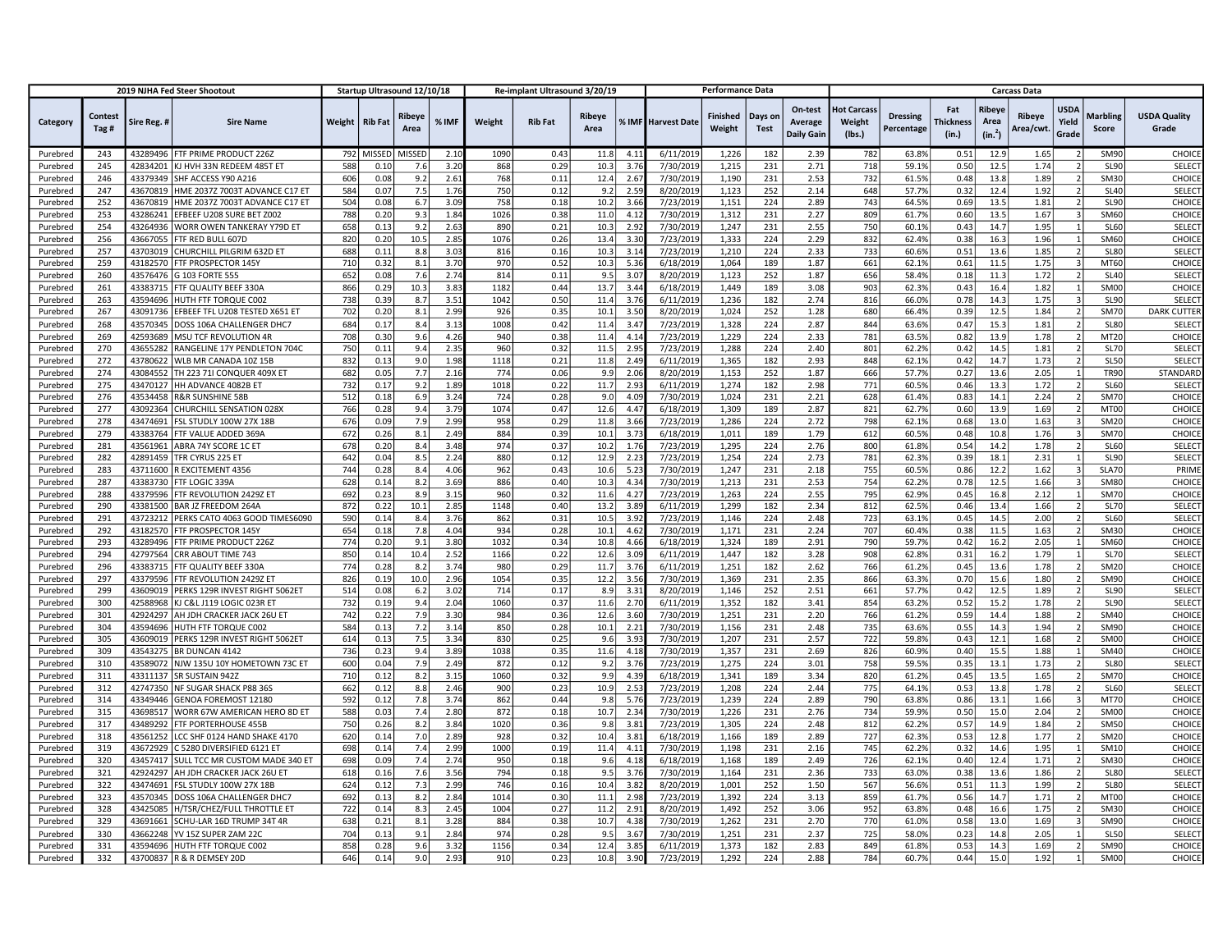| 2019 NJHA Fed Steer Shootout | | | | Startup Ultrasound 12/10/18 | | | | Re-implant Ultrasound 3/20/19 | | | | Performance Data | | | | Carcass Data | | | | | | | | |
|---|---|---|---|---|---|---|---|---|---|---|---|---|---|---|---|---|---|---|---|---|---|---|---|---|
| Category | Contest Tag # | Sire Reg. # | Sire Name | Weight | Rib Fat | Ribeye Area | % IMF | Weight | Rib Fat | Ribeye Area | % IMF | Harvest Date | Finished Weight | Days on Test | On-test Average Daily Gain | Hot Carcass Weight (lbs.) | Dressing Percentage | Fat Thickness (in.) | Ribeye Area (in.$^2$) | Ribeye Area/cwt. | USDA Yield Grade | Marbling Score | USDA Quality Grade |
| Purebred | 243 | 43289496 | FTF PRIME PRODUCT 226Z | 792 | MISSED | MISSED | 2.10 | 1090 | 0.43 | 11.8 | 4.11 | 6/11/2019 | 1,226 | 182 | 2.39 | 782 | 63.8% | 0.51 | 12.9 | 1.65 | 2 | SM90 | CHOICE |
| Purebred | 245 | 42834201 | KJ HVH 33N REDEEM 485T ET | 588 | 0.10 | 7.6 | 3.20 | 868 | 0.29 | 10.3 | 3.76 | 7/30/2019 | 1,215 | 231 | 2.71 | 718 | 59.1% | 0.50 | 12.5 | 1.74 | 2 | SL90 | SELECT |
| Purebred | 246 | 43379349 | SHF ACCESS Y90 A216 | 606 | 0.08 | 9.2 | 2.61 | 768 | 0.11 | 12.4 | 2.67 | 7/30/2019 | 1,190 | 231 | 2.53 | 732 | 61.5% | 0.48 | 13.8 | 1.89 | 2 | SM30 | CHOICE |
| Purebred | 247 | 43670819 | HME 2037Z 7003T ADVANCE C17 ET | 584 | 0.07 | 7.5 | 1.76 | 750 | 0.12 | 9.2 | 2.59 | 8/20/2019 | 1,123 | 252 | 2.14 | 648 | 57.7% | 0.32 | 12.4 | 1.92 | 2 | SL40 | SELECT |
| Purebred | 252 | 43670819 | HME 2037Z 7003T ADVANCE C17 ET | 504 | 0.08 | 6.7 | 3.09 | 758 | 0.18 | 10.2 | 3.66 | 7/23/2019 | 1,151 | 224 | 2.89 | 743 | 64.5% | 0.69 | 13.5 | 1.81 | 2 | SL90 | SELECT |
| Purebred | 253 | 43286241 | EFBEEF U208 SURE BET Z002 | 788 | 0.20 | 9.3 | 1.84 | 1026 | 0.38 | 11.0 | 4.12 | 7/30/2019 | 1,312 | 231 | 2.27 | 809 | 61.7% | 0.60 | 13.5 | 1.67 | 3 | SM60 | CHOICE |
| Purebred | 254 | 43264936 | WORR OWEN TANKERAY Y79D ET | 658 | 0.13 | 9.2 | 2.63 | 890 | 0.21 | 10.3 | 2.92 | 7/30/2019 | 1,247 | 231 | 2.55 | 750 | 60.1% | 0.43 | 14.7 | 1.95 | 1 | SL60 | SELECT |
| Purebred | 256 | 43667055 | FTF RED BULL 607D | 820 | 0.20 | 10.5 | 2.85 | 1076 | 0.26 | 13.4 | 3.30 | 7/23/2019 | 1,333 | 224 | 2.29 | 832 | 62.4% | 0.38 | 16.3 | 1.96 | 1 | SM60 | CHOICE |
| Purebred | 257 | 43703019 | CHURCHILL PILGRIM 632D ET | 688 | 0.11 | 8.8 | 3.03 | 816 | 0.16 | 10.3 | 3.14 | 7/23/2019 | 1,210 | 224 | 2.33 | 733 | 60.6% | 0.51 | 13.6 | 1.85 | 2 | SL80 | SELECT |
| Purebred | 259 | 43182570 | FTF PROSPECTOR 145Y | 710 | 0.32 | 8.1 | 3.70 | 970 | 0.52 | 10.3 | 5.36 | 6/18/2019 | 1,064 | 189 | 1.87 | 661 | 62.1% | 0.61 | 11.5 | 1.75 | 3 | MT60 | CHOICE |
| Purebred | 260 | 43576476 | G 103 FORTE 555 | 652 | 0.08 | 7.6 | 2.74 | 814 | 0.11 | 9.5 | 3.07 | 8/20/2019 | 1,123 | 252 | 1.87 | 656 | 58.4% | 0.18 | 11.3 | 1.72 | 2 | SL40 | SELECT |
| Purebred | 261 | 43383715 | FTF QUALITY BEEF 330A | 866 | 0.29 | 10.3 | 3.83 | 1182 | 0.44 | 13.7 | 3.44 | 6/18/2019 | 1,449 | 189 | 3.08 | 903 | 62.3% | 0.43 | 16.4 | 1.82 | 1 | SM00 | CHOICE |
| Purebred | 263 | 43594696 | HUTH FTF TORQUE C002 | 738 | 0.39 | 8.7 | 3.51 | 1042 | 0.50 | 11.4 | 3.76 | 6/11/2019 | 1,236 | 182 | 2.74 | 816 | 66.0% | 0.78 | 14.3 | 1.75 | 3 | SL90 | SELECT |
| Purebred | 267 | 43091736 | EFBEEF TFL U208 TESTED X651 ET | 702 | 0.20 | 8.1 | 2.99 | 926 | 0.35 | 10.1 | 3.50 | 8/20/2019 | 1,024 | 252 | 1.28 | 680 | 66.4% | 0.39 | 12.5 | 1.84 | 2 | SM70 | DARK CUTTER |
| Purebred | 268 | 43570345 | DOSS 106A CHALLENGER DHC7 | 684 | 0.17 | 8.4 | 3.13 | 1008 | 0.42 | 11.4 | 3.47 | 7/23/2019 | 1,328 | 224 | 2.87 | 844 | 63.6% | 0.47 | 15.3 | 1.81 | 2 | SL80 | SELECT |
| Purebred | 269 | 42593689 | MSU TCF REVOLUTION 4R | 708 | 0.30 | 9.6 | 4.26 | 940 | 0.38 | 11.4 | 4.14 | 7/23/2019 | 1,229 | 224 | 2.33 | 781 | 63.5% | 0.82 | 13.9 | 1.78 | 2 | MT20 | CHOICE |
| Purebred | 270 | 43655282 | RANGELINE 17Y PENDLETON 704C | 750 | 0.11 | 9.4 | 2.35 | 960 | 0.32 | 11.5 | 2.95 | 7/23/2019 | 1,288 | 224 | 2.40 | 801 | 62.2% | 0.42 | 14.5 | 1.81 | 2 | SL70 | SELECT |
| Purebred | 272 | 43780622 | WLB MR CANADA 10Z 15B | 832 | 0.13 | 9.0 | 1.98 | 1118 | 0.21 | 11.8 | 2.49 | 6/11/2019 | 1,365 | 182 | 2.93 | 848 | 62.1% | 0.42 | 14.7 | 1.73 | 2 | SL50 | SELECT |
| Purebred | 274 | 43084552 | TH 223 71I CONQUER 409X ET | 682 | 0.05 | 7.7 | 2.16 | 774 | 0.06 | 9.9 | 2.06 | 8/20/2019 | 1,153 | 252 | 1.87 | 666 | 57.7% | 0.27 | 13.6 | 2.05 | 1 | TR90 | STANDARD |
| Purebred | 275 | 43470127 | HH ADVANCE 4082B ET | 732 | 0.17 | 9.2 | 1.89 | 1018 | 0.22 | 11.7 | 2.93 | 6/11/2019 | 1,274 | 182 | 2.98 | 771 | 60.5% | 0.46 | 13.3 | 1.72 | 2 | SL60 | SELECT |
| Purebred | 276 | 43534458 | R&R SUNSHINE 58B | 512 | 0.18 | 6.9 | 3.24 | 724 | 0.28 | 9.0 | 4.09 | 7/30/2019 | 1,024 | 231 | 2.21 | 628 | 61.4% | 0.83 | 14.1 | 2.24 | 2 | SM70 | CHOICE |
| Purebred | 277 | 43092364 | CHURCHILL SENSATION 028X | 766 | 0.28 | 9.4 | 3.79 | 1074 | 0.47 | 12.6 | 4.47 | 6/18/2019 | 1,309 | 189 | 2.87 | 821 | 62.7% | 0.60 | 13.9 | 1.69 | 2 | MT00 | CHOICE |
| Purebred | 278 | 43474691 | FSL STUDLY 100W 27X 18B | 676 | 0.09 | 7.9 | 2.99 | 958 | 0.29 | 11.8 | 3.66 | 7/23/2019 | 1,286 | 224 | 2.72 | 798 | 62.1% | 0.68 | 13.0 | 1.63 | 3 | SM20 | CHOICE |
| Purebred | 279 | 43383764 | FTF VALUE ADDED 369A | 672 | 0.26 | 8.1 | 2.49 | 884 | 0.39 | 10.1 | 3.73 | 6/18/2019 | 1,011 | 189 | 1.79 | 612 | 60.5% | 0.48 | 10.8 | 1.76 | 3 | SM70 | CHOICE |
| Purebred | 281 | 43561961 | ABRA 74Y SCORE 1C ET | 678 | 0.20 | 8.4 | 3.48 | 974 | 0.37 | 10.2 | 1.76 | 7/23/2019 | 1,295 | 224 | 2.76 | 800 | 61.8% | 0.54 | 14.2 | 1.78 | 2 | SL60 | SELECT |
| Purebred | 282 | 42891459 | TFR CYRUS 225 ET | 642 | 0.04 | 8.5 | 2.24 | 880 | 0.12 | 12.9 | 2.23 | 7/23/2019 | 1,254 | 224 | 2.73 | 781 | 62.3% | 0.39 | 18.1 | 2.31 | 1 | SL90 | SELECT |
| Purebred | 283 | 43711600 | R EXCITEMENT 4356 | 744 | 0.28 | 8.4 | 4.06 | 962 | 0.43 | 10.6 | 5.23 | 7/30/2019 | 1,247 | 231 | 2.18 | 755 | 60.5% | 0.86 | 12.2 | 1.62 | 3 | SLA70 | PRIME |
| Purebred | 287 | 43383730 | FTF LOGIC 339A | 628 | 0.14 | 8.2 | 3.69 | 886 | 0.40 | 10.3 | 4.34 | 7/30/2019 | 1,213 | 231 | 2.53 | 754 | 62.2% | 0.78 | 12.5 | 1.66 | 3 | SM80 | CHOICE |
| Purebred | 288 | 43379596 | FTF REVOLUTION 2429Z ET | 692 | 0.23 | 8.9 | 3.15 | 960 | 0.32 | 11.6 | 4.27 | 7/23/2019 | 1,263 | 224 | 2.55 | 795 | 62.9% | 0.45 | 16.8 | 2.12 | 1 | SM70 | CHOICE |
| Purebred | 290 | 43381500 | BAR JZ FREEDOM 264A | 872 | 0.22 | 10.1 | 2.85 | 1148 | 0.40 | 13.2 | 3.89 | 6/11/2019 | 1,299 | 182 | 2.34 | 812 | 62.5% | 0.46 | 13.4 | 1.66 | 2 | SL70 | SELECT |
| Purebred | 291 | 43723212 | PERKS CATO 4063 GOOD TIMES6090 | 590 | 0.14 | 8.4 | 3.76 | 862 | 0.31 | 10.5 | 3.92 | 7/23/2019 | 1,146 | 224 | 2.48 | 723 | 63.1% | 0.45 | 14.5 | 2.00 | 2 | SL60 | SELECT |
| Purebred | 292 | 43182570 | FTF PROSPECTOR 145Y | 654 | 0.18 | 7.8 | 4.04 | 934 | 0.28 | 10.1 | 4.62 | 7/30/2019 | 1,171 | 231 | 2.24 | 707 | 60.4% | 0.38 | 11.5 | 1.63 | 2 | SM30 | CHOICE |
| Purebred | 293 | 43289496 | FTF PRIME PRODUCT 226Z | 774 | 0.20 | 9.1 | 3.80 | 1032 | 0.34 | 10.8 | 4.66 | 6/18/2019 | 1,324 | 189 | 2.91 | 790 | 59.7% | 0.42 | 16.2 | 2.05 | 1 | SM60 | CHOICE |
| Purebred | 294 | 42797564 | CRR ABOUT TIME 743 | 850 | 0.14 | 10.4 | 2.52 | 1166 | 0.22 | 12.6 | 3.09 | 6/11/2019 | 1,447 | 182 | 3.28 | 908 | 62.8% | 0.31 | 16.2 | 1.79 | 1 | SL70 | SELECT |
| Purebred | 296 | 43383715 | FTF QUALITY BEEF 330A | 774 | 0.28 | 8.2 | 3.74 | 980 | 0.29 | 11.7 | 3.76 | 6/11/2019 | 1,251 | 182 | 2.62 | 766 | 61.2% | 0.45 | 13.6 | 1.78 | 2 | SM20 | CHOICE |
| Purebred | 297 | 43379596 | FTF REVOLUTION 2429Z ET | 826 | 0.19 | 10.0 | 2.96 | 1054 | 0.35 | 12.2 | 3.56 | 7/30/2019 | 1,369 | 231 | 2.35 | 866 | 63.3% | 0.70 | 15.6 | 1.80 | 2 | SM90 | CHOICE |
| Purebred | 299 | 43609019 | PERKS 129R INVEST RIGHT 5062ET | 514 | 0.08 | 6.2 | 3.02 | 714 | 0.17 | 8.9 | 3.31 | 8/20/2019 | 1,146 | 252 | 2.51 | 661 | 57.7% | 0.42 | 12.5 | 1.89 | 2 | SL90 | SELECT |
| Purebred | 300 | 42588968 | KJ C&L J119 LOGIC 023R ET | 732 | 0.19 | 9.4 | 2.04 | 1060 | 0.37 | 11.6 | 2.70 | 6/11/2019 | 1,352 | 182 | 3.41 | 854 | 63.2% | 0.52 | 15.2 | 1.78 | 2 | SL90 | SELECT |
| Purebred | 301 | 42924297 | AH JDH CRACKER JACK 26U ET | 742 | 0.22 | 7.9 | 3.30 | 984 | 0.36 | 12.6 | 3.60 | 7/30/2019 | 1,251 | 231 | 2.20 | 766 | 61.2% | 0.59 | 14.4 | 1.88 | 2 | SM40 | CHOICE |
| Purebred | 304 | 43594696 | HUTH FTF TORQUE C002 | 584 | 0.13 | 7.2 | 3.14 | 850 | 0.28 | 10.1 | 2.21 | 7/30/2019 | 1,156 | 231 | 2.48 | 735 | 63.6% | 0.55 | 14.3 | 1.94 | 2 | SM90 | CHOICE |
| Purebred | 305 | 43609019 | PERKS 129R INVEST RIGHT 5062ET | 614 | 0.13 | 7.5 | 3.34 | 830 | 0.25 | 9.6 | 3.93 | 7/30/2019 | 1,207 | 231 | 2.57 | 722 | 59.8% | 0.43 | 12.1 | 1.68 | 2 | SM00 | CHOICE |
| Purebred | 309 | 43543275 | BR DUNCAN 4142 | 736 | 0.23 | 9.4 | 3.89 | 1038 | 0.35 | 11.6 | 4.18 | 7/30/2019 | 1,357 | 231 | 2.69 | 826 | 60.9% | 0.40 | 15.5 | 1.88 | 1 | SM40 | CHOICE |
| Purebred | 310 | 43589072 | NJW 135U 10Y HOMETOWN 73C ET | 600 | 0.04 | 7.9 | 2.49 | 872 | 0.12 | 9.2 | 3.76 | 7/23/2019 | 1,275 | 224 | 3.01 | 758 | 59.5% | 0.35 | 13.1 | 1.73 | 2 | SL80 | SELECT |
| Purebred | 311 | 43311137 | SR SUSTAIN 942Z | 710 | 0.12 | 8.2 | 3.15 | 1060 | 0.32 | 9.9 | 4.39 | 6/18/2019 | 1,341 | 189 | 3.34 | 820 | 61.2% | 0.45 | 13.5 | 1.65 | 2 | SM70 | CHOICE |
| Purebred | 312 | 42747350 | NF SUGAR SHACK P88 36S | 662 | 0.12 | 8.8 | 2.46 | 900 | 0.23 | 10.9 | 2.53 | 7/23/2019 | 1,208 | 224 | 2.44 | 775 | 64.1% | 0.53 | 13.8 | 1.78 | 2 | SL60 | SELECT |
| Purebred | 314 | 43349446 | GENOA FOREMOST 12180 | 592 | 0.12 | 7.8 | 3.74 | 862 | 0.44 | 9.8 | 5.76 | 7/23/2019 | 1,239 | 224 | 2.89 | 790 | 63.8% | 0.86 | 13.1 | 1.66 | 3 | MT70 | CHOICE |
| Purebred | 315 | 43698517 | WORR 67W AMERICAN HERO 8D ET | 588 | 0.03 | 7.4 | 2.80 | 872 | 0.18 | 10.7 | 2.34 | 7/30/2019 | 1,226 | 231 | 2.76 | 734 | 59.9% | 0.50 | 15.0 | 2.04 | 2 | SM00 | CHOICE |
| Purebred | 317 | 43489292 | FTF PORTERHOUSE 455B | 750 | 0.26 | 8.2 | 3.84 | 1020 | 0.36 | 9.8 | 3.81 | 7/23/2019 | 1,305 | 224 | 2.48 | 812 | 62.2% | 0.57 | 14.9 | 1.84 | 2 | SM50 | CHOICE |
| Purebred | 318 | 43561252 | LCC SHF 0124 HAND SHAKE 4170 | 620 | 0.14 | 7.0 | 2.89 | 928 | 0.32 | 10.4 | 3.81 | 6/18/2019 | 1,166 | 189 | 2.89 | 727 | 62.3% | 0.53 | 12.8 | 1.77 | 2 | SM20 | CHOICE |
| Purebred | 319 | 43672929 | C 5280 DIVERSIFIED 6121 ET | 698 | 0.14 | 7.4 | 2.99 | 1000 | 0.19 | 11.4 | 4.11 | 7/30/2019 | 1,198 | 231 | 2.16 | 745 | 62.2% | 0.32 | 14.6 | 1.95 | 1 | SM10 | CHOICE |
| Purebred | 320 | 43457417 | SULL TCC MR CUSTOM MADE 340 ET | 698 | 0.09 | 7.4 | 2.74 | 950 | 0.18 | 9.6 | 4.18 | 6/18/2019 | 1,168 | 189 | 2.49 | 726 | 62.1% | 0.40 | 12.4 | 1.71 | 2 | SM30 | CHOICE |
| Purebred | 321 | 42924297 | AH JDH CRACKER JACK 26U ET | 618 | 0.16 | 7.6 | 3.56 | 794 | 0.18 | 9.5 | 3.76 | 7/30/2019 | 1,164 | 231 | 2.36 | 733 | 63.0% | 0.38 | 13.6 | 1.86 | 2 | SL80 | SELECT |
| Purebred | 322 | 43474691 | FSL STUDLY 100W 27X 18B | 624 | 0.12 | 7.3 | 2.99 | 746 | 0.16 | 10.4 | 3.82 | 8/20/2019 | 1,001 | 252 | 1.50 | 567 | 56.6% | 0.51 | 11.3 | 1.99 | 2 | SL80 | SELECT |
| Purebred | 323 | 43570345 | DOSS 106A CHALLENGER DHC7 | 692 | 0.13 | 8.2 | 2.84 | 1014 | 0.30 | 11.1 | 2.98 | 7/23/2019 | 1,392 | 224 | 3.13 | 859 | 61.7% | 0.56 | 14.7 | 1.71 | 2 | MT00 | CHOICE |
| Purebred | 328 | 43425085 | H/TSR/CHEZ/FULL THROTTLE ET | 722 | 0.14 | 8.3 | 2.45 | 1004 | 0.27 | 11.2 | 2.91 | 8/20/2019 | 1,492 | 252 | 3.06 | 952 | 63.8% | 0.48 | 16.6 | 1.75 | 2 | SM30 | CHOICE |
| Purebred | 329 | 43691661 | SCHU-LAR 16D TRUMP 34T 4R | 638 | 0.21 | 8.1 | 3.28 | 884 | 0.38 | 10.7 | 4.38 | 7/30/2019 | 1,262 | 231 | 2.70 | 770 | 61.0% | 0.58 | 13.0 | 1.69 | 3 | SM90 | CHOICE |
| Purebred | 330 | 43662248 | YV 15Z SUPER ZAM 22C | 704 | 0.13 | 9.1 | 2.84 | 974 | 0.28 | 9.5 | 3.67 | 7/30/2019 | 1,251 | 231 | 2.37 | 725 | 58.0% | 0.23 | 14.8 | 2.05 | 1 | SL50 | SELECT |
| Purebred | 331 | 43594696 | HUTH FTF TORQUE C002 | 858 | 0.28 | 9.6 | 3.32 | 1156 | 0.34 | 12.4 | 3.85 | 6/11/2019 | 1,373 | 182 | 2.83 | 849 | 61.8% | 0.53 | 14.3 | 1.69 | 2 | SM90 | CHOICE |
| Purebred | 332 | 43700837 | R & R DEMSEY 20D | 646 | 0.14 | 9.0 | 2.93 | 910 | 0.23 | 10.8 | 3.90 | 7/23/2019 | 1,292 | 224 | 2.88 | 784 | 60.7% | 0.44 | 15.0 | 1.92 | 1 | SM00 | CHOICE |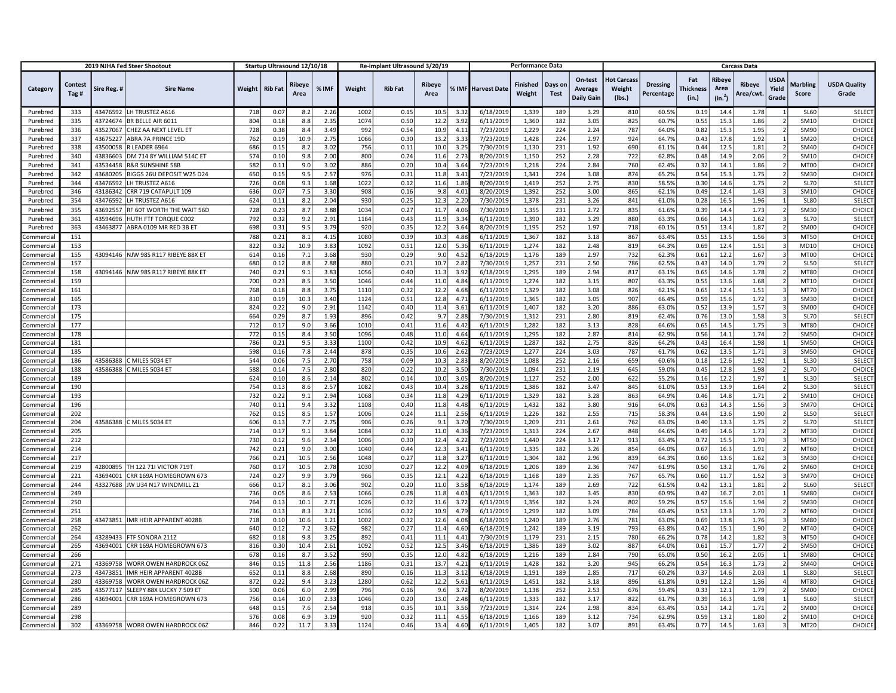| 2019 NJHA Fed Steer Shootout | | | | Startup Ultrasound 12/10/18 | | | | Re-implant Ultrasound 3/20/19 | | | | Performance Data | | | | Carcass Data | | | | | | | | | |
|---|---|---|---|---|---|---|---|---|---|---|---|---|---|---|---|---|---|---|---|---|---|---|---|---|---|
| Category | Contest Tag # | Sire Reg. # | Sire Name | Weight | Rib Fat | Ribeye Area | % IMF | Weight | Rib Fat | Ribeye Area | % IMF | Harvest Date | Finished Weight | Days on Test | On-test Average Daily Gain | Hot Carcass Weight (lbs.) | Dressing Percentage | Fat Thickness (in.) | Ribeye Area (in.$^2$) | Ribeye Area/cwt. | USDA Yield Grade | Marbling Score | USDA Quality Grade |
| Purebred | 333 | 43476592 | LH TRUSTEZ A616 | 718 | 0.07 | 8.2 | 2.26 | 1002 | 0.15 | 10.5 | 3.32 | 6/18/2019 | 1,339 | 189 | 3.29 | 810 | 60.5% | 0.19 | 14.4 | 1.78 | 1 | SL60 | SELECT |
| Purebred | 335 | 43724674 | BR BELLE AIR 6011 | 804 | 0.18 | 8.8 | 2.35 | 1074 | 0.50 | 12.2 | 3.29 | 6/11/2019 | 1,360 | 182 | 3.05 | 825 | 60.7% | 0.55 | 15.3 | 1.86 | 2 | SM10 | CHOICE |
| Purebred | 336 | 43527067 | CHEZ AA NEXT LEVEL ET | 728 | 0.38 | 8.4 | 3.49 | 992 | 0.54 | 10.9 | 4.11 | 7/23/2019 | 1,229 | 224 | 2.24 | 787 | 64.0% | 0.82 | 15.3 | 1.95 | 2 | SM90 | CHOICE |
| Purebred | 337 | 43675227 | ABRA 7A PRINCE 19D | 762 | 0.19 | 10.9 | 2.75 | 1066 | 0.30 | 13.2 | 3.33 | 7/23/2019 | 1,428 | 224 | 2.97 | 924 | 64.7% | 0.43 | 17.8 | 1.92 | 1 | SM20 | CHOICE |
| Purebred | 338 | 43500058 | R LEADER 6964 | 686 | 0.15 | 8.2 | 3.02 | 756 | 0.11 | 10.0 | 3.25 | 7/30/2019 | 1,130 | 231 | 1.92 | 690 | 61.1% | 0.44 | 12.5 | 1.81 | 2 | SM40 | CHOICE |
| Purebred | 340 | 43836603 | DM 714 8Y WILLIAM 514C ET | 574 | 0.10 | 9.8 | 2.00 | 800 | 0.24 | 11.6 | 2.73 | 8/20/2019 | 1,150 | 252 | 2.28 | 722 | 62.8% | 0.48 | 14.9 | 2.06 | 2 | SM10 | CHOICE |
| Purebred | 341 | 43534458 | R&R SUNSHINE 58B | 582 | 0.11 | 9.0 | 3.02 | 886 | 0.20 | 10.4 | 3.64 | 7/23/2019 | 1,218 | 224 | 2.84 | 760 | 62.4% | 0.32 | 14.1 | 1.86 | 2 | MT00 | CHOICE |
| Purebred | 342 | 43680205 | BIGGS 26U DEPOSIT W25 D24 | 650 | 0.15 | 9.5 | 2.57 | 976 | 0.31 | 11.8 | 3.41 | 7/23/2019 | 1,341 | 224 | 3.08 | 874 | 65.2% | 0.54 | 15.3 | 1.75 | 2 | SM30 | CHOICE |
| Purebred | 344 | 43476592 | LH TRUSTEZ A616 | 726 | 0.08 | 9.3 | 1.68 | 1022 | 0.12 | 11.6 | 1.86 | 8/20/2019 | 1,419 | 252 | 2.75 | 830 | 58.5% | 0.30 | 14.6 | 1.75 | 2 | SL70 | SELECT |
| Purebred | 346 | 43186342 | CRR 719 CATAPULT 109 | 636 | 0.07 | 7.5 | 3.30 | 908 | 0.16 | 9.8 | 4.01 | 8/20/2019 | 1,392 | 252 | 3.00 | 865 | 62.1% | 0.49 | 12.4 | 1.43 | 3 | SM10 | CHOICE |
| Purebred | 354 | 43476592 | LH TRUSTEZ A616 | 624 | 0.11 | 8.2 | 2.04 | 930 | 0.25 | 12.3 | 2.20 | 7/30/2019 | 1,378 | 231 | 3.26 | 841 | 61.0% | 0.28 | 16.5 | 1.96 | 1 | SL80 | SELECT |
| Purebred | 355 | 43692557 | RF 60T WORTH THE WAIT 56D | 728 | 0.23 | 8.7 | 3.88 | 1034 | 0.27 | 11.7 | 4.06 | 7/30/2019 | 1,355 | 231 | 2.72 | 835 | 61.6% | 0.39 | 14.4 | 1.73 | 2 | SM30 | CHOICE |
| Purebred | 361 | 43594696 | HUTH FTF TORQUE C002 | 792 | 0.32 | 9.2 | 2.91 | 1164 | 0.43 | 11.9 | 3.34 | 6/11/2019 | 1,390 | 182 | 3.29 | 880 | 63.3% | 0.66 | 14.3 | 1.62 | 3 | SL70 | SELECT |
| Purebred | 363 | 43463877 | ABRA 0109 MR RED 3B ET | 698 | 0.31 | 9.5 | 3.79 | 920 | 0.35 | 12.2 | 3.64 | 8/20/2019 | 1,195 | 252 | 1.97 | 718 | 60.1% | 0.51 | 13.4 | 1.87 | 2 | SM00 | CHOICE |
| Commercial | 151 | | | 788 | 0.21 | 8.1 | 4.15 | 1080 | 0.39 | 10.3 | 4.88 | 6/11/2019 | 1,367 | 182 | 3.18 | 867 | 63.4% | 0.55 | 13.5 | 1.56 | 3 | MT50 | CHOICE |
| Commercial | 153 | | | 822 | 0.32 | 10.9 | 3.83 | 1092 | 0.51 | 12.0 | 5.36 | 6/11/2019 | 1,274 | 182 | 2.48 | 819 | 64.3% | 0.69 | 12.4 | 1.51 | 3 | MD10 | CHOICE |
| Commercial | 155 | 43094146 | NJW 98S R117 RIBEYE 88X ET | 614 | 0.16 | 7.1 | 3.68 | 930 | 0.29 | 9.0 | 4.52 | 6/18/2019 | 1,176 | 189 | 2.97 | 732 | 62.3% | 0.61 | 12.2 | 1.67 | 3 | MT00 | CHOICE |
| Commercial | 157 | | | 680 | 0.12 | 8.8 | 2.88 | 880 | 0.21 | 10.7 | 2.82 | 7/30/2019 | 1,257 | 231 | 2.50 | 786 | 62.5% | 0.43 | 14.0 | 1.79 | 2 | SL50 | SELECT |
| Commercial | 158 | 43094146 | NJW 98S R117 RIBEYE 88X ET | 740 | 0.21 | 9.1 | 3.83 | 1056 | 0.40 | 11.3 | 3.92 | 6/18/2019 | 1,295 | 189 | 2.94 | 817 | 63.1% | 0.65 | 14.6 | 1.78 | 2 | MT80 | CHOICE |
| Commercial | 159 | | | 700 | 0.23 | 8.5 | 3.50 | 1046 | 0.44 | 11.0 | 4.84 | 6/11/2019 | 1,274 | 182 | 3.15 | 807 | 63.3% | 0.55 | 13.6 | 1.68 | 2 | MT10 | CHOICE |
| Commercial | 161 | | | 768 | 0.18 | 8.8 | 3.75 | 1110 | 0.32 | 12.2 | 4.68 | 6/11/2019 | 1,329 | 182 | 3.08 | 826 | 62.1% | 0.65 | 12.4 | 1.51 | 3 | MT70 | CHOICE |
| Commercial | 165 | | | 810 | 0.19 | 10.3 | 3.40 | 1124 | 0.51 | 12.8 | 4.71 | 6/11/2019 | 1,365 | 182 | 3.05 | 907 | 66.4% | 0.59 | 15.6 | 1.72 | 3 | SM30 | CHOICE |
| Commercial | 173 | | | 824 | 0.22 | 9.0 | 2.91 | 1142 | 0.40 | 11.4 | 3.61 | 6/11/2019 | 1,407 | 182 | 3.20 | 886 | 63.0% | 0.52 | 13.9 | 1.57 | 3 | SM00 | CHOICE |
| Commercial | 175 | | | 664 | 0.29 | 8.7 | 1.93 | 896 | 0.42 | 9.7 | 2.88 | 7/30/2019 | 1,312 | 231 | 2.80 | 819 | 62.4% | 0.76 | 13.0 | 1.58 | 3 | SL70 | SELECT |
| Commercial | 177 | | | 712 | 0.17 | 9.0 | 3.66 | 1010 | 0.41 | 11.6 | 4.42 | 6/11/2019 | 1,282 | 182 | 3.13 | 828 | 64.6% | 0.65 | 14.5 | 1.75 | 3 | MT80 | CHOICE |
| Commercial | 178 | | | 772 | 0.15 | 8.4 | 3.50 | 1096 | 0.48 | 11.0 | 4.64 | 6/11/2019 | 1,295 | 182 | 2.87 | 814 | 62.9% | 0.56 | 14.1 | 1.74 | 2 | SM50 | CHOICE |
| Commercial | 181 | | | 786 | 0.21 | 9.5 | 3.33 | 1100 | 0.42 | 10.9 | 4.62 | 6/11/2019 | 1,287 | 182 | 2.75 | 826 | 64.2% | 0.43 | 16.4 | 1.98 | 1 | SM50 | CHOICE |
| Commercial | 185 | | | 598 | 0.16 | 7.8 | 2.44 | 878 | 0.35 | 10.6 | 2.62 | 7/23/2019 | 1,277 | 224 | 3.03 | 787 | 61.7% | 0.62 | 13.5 | 1.71 | 3 | SM50 | CHOICE |
| Commercial | 186 | 43586388 | C MILES 5034 ET | 544 | 0.06 | 7.5 | 2.70 | 758 | 0.09 | 10.3 | 2.83 | 8/20/2019 | 1,088 | 252 | 2.16 | 659 | 60.6% | 0.18 | 12.6 | 1.92 | 1 | SL30 | SELECT |
| Commercial | 188 | 43586388 | C MILES 5034 ET | 588 | 0.14 | 7.5 | 2.80 | 820 | 0.22 | 10.2 | 3.50 | 7/30/2019 | 1,094 | 231 | 2.19 | 645 | 59.0% | 0.45 | 12.8 | 1.98 | 2 | SL70 | SELECT |
| Commercial | 189 | | | 624 | 0.10 | 8.6 | 2.14 | 802 | 0.14 | 10.0 | 3.05 | 8/20/2019 | 1,127 | 252 | 2.00 | 622 | 55.2% | 0.16 | 12.2 | 1.97 | 1 | SL30 | SELECT |
| Commercial | 190 | | | 754 | 0.13 | 8.6 | 2.57 | 1082 | 0.43 | 10.4 | 3.28 | 6/11/2019 | 1,386 | 182 | 3.47 | 845 | 61.0% | 0.53 | 13.9 | 1.64 | 2 | SL30 | SELECT |
| Commercial | 193 | | | 732 | 0.22 | 9.1 | 2.94 | 1068 | 0.34 | 11.8 | 4.29 | 6/11/2019 | 1,329 | 182 | 3.28 | 863 | 64.9% | 0.46 | 14.8 | 1.71 | 2 | SM10 | CHOICE |
| Commercial | 196 | | | 740 | 0.11 | 9.4 | 3.32 | 1108 | 0.40 | 11.8 | 4.48 | 6/11/2019 | 1,432 | 182 | 3.80 | 916 | 64.0% | 0.63 | 14.3 | 1.56 | 3 | SM70 | CHOICE |
| Commercial | 202 | | | 762 | 0.15 | 8.5 | 1.57 | 1006 | 0.24 | 11.1 | 2.56 | 6/11/2019 | 1,226 | 182 | 2.55 | 715 | 58.3% | 0.44 | 13.6 | 1.90 | 2 | SL50 | SELECT |
| Commercial | 204 | 43586388 | C MILES 5034 ET | 606 | 0.13 | 7.7 | 2.75 | 906 | 0.26 | 9.1 | 3.70 | 7/30/2019 | 1,209 | 231 | 2.61 | 762 | 63.0% | 0.40 | 13.3 | 1.75 | 2 | SL70 | SELECT |
| Commercial | 205 | | | 714 | 0.17 | 9.1 | 3.84 | 1084 | 0.32 | 11.0 | 4.36 | 7/23/2019 | 1,313 | 224 | 2.67 | 848 | 64.6% | 0.49 | 14.6 | 1.73 | 2 | MT30 | CHOICE |
| Commercial | 212 | | | 730 | 0.12 | 9.6 | 2.34 | 1006 | 0.30 | 12.4 | 4.22 | 7/23/2019 | 1,440 | 224 | 3.17 | 913 | 63.4% | 0.72 | 15.5 | 1.70 | 3 | MT50 | CHOICE |
| Commercial | 214 | | | 742 | 0.21 | 9.0 | 3.00 | 1040 | 0.44 | 12.3 | 3.41 | 6/11/2019 | 1,335 | 182 | 3.26 | 854 | 64.0% | 0.67 | 16.3 | 1.91 | 2 | MT60 | CHOICE |
| Commercial | 217 | | | 766 | 0.21 | 10.5 | 2.56 | 1048 | 0.27 | 11.8 | 3.27 | 6/11/2019 | 1,304 | 182 | 2.96 | 839 | 64.3% | 0.60 | 13.6 | 1.62 | 3 | SM30 | CHOICE |
| Commercial | 219 | 42800895 | TH 122 71I VICTOR 719T | 760 | 0.17 | 10.5 | 2.78 | 1030 | 0.27 | 12.2 | 4.09 | 6/18/2019 | 1,206 | 189 | 2.36 | 747 | 61.9% | 0.50 | 13.2 | 1.76 | 2 | SM60 | CHOICE |
| Commercial | 221 | 43694001 | CRR 169A HOMEGROWN 673 | 724 | 0.27 | 9.9 | 3.79 | 966 | 0.35 | 12.1 | 4.22 | 6/18/2019 | 1,168 | 189 | 2.35 | 767 | 65.7% | 0.60 | 11.7 | 1.52 | 3 | SM70 | CHOICE |
| Commercial | 244 | 43327688 | JW U34 N17 WINDMILL Z1 | 666 | 0.17 | 8.1 | 3.06 | 902 | 0.20 | 11.0 | 3.58 | 6/18/2019 | 1,174 | 189 | 2.69 | 722 | 61.5% | 0.42 | 13.1 | 1.81 | 2 | SL60 | SELECT |
| Commercial | 249 | | | 736 | 0.05 | 8.6 | 2.53 | 1066 | 0.28 | 11.8 | 4.03 | 6/11/2019 | 1,363 | 182 | 3.45 | 830 | 60.9% | 0.42 | 16.7 | 2.01 | 1 | SM80 | CHOICE |
| Commercial | 250 | | | 764 | 0.13 | 10.1 | 2.71 | 1026 | 0.32 | 11.6 | 3.72 | 6/11/2019 | 1,354 | 182 | 3.24 | 802 | 59.2% | 0.57 | 15.6 | 1.94 | 2 | SM30 | CHOICE |
| Commercial | 251 | | | 736 | 0.13 | 8.3 | 3.21 | 1036 | 0.32 | 10.9 | 4.79 | 6/11/2019 | 1,299 | 182 | 3.09 | 784 | 60.4% | 0.53 | 13.3 | 1.70 | 2 | MT60 | CHOICE |
| Commercial | 258 | 43473851 | IMR HEIR APPARENT 4028B | 718 | 0.10 | 10.6 | 1.21 | 1002 | 0.32 | 12.6 | 4.08 | 6/18/2019 | 1,240 | 189 | 2.76 | 781 | 63.0% | 0.69 | 13.8 | 1.76 | 3 | SM80 | CHOICE |
| Commercial | 262 | | | 640 | 0.12 | 7.2 | 3.62 | 982 | 0.27 | 11.4 | 4.60 | 6/18/2019 | 1,242 | 189 | 3.19 | 793 | 63.8% | 0.42 | 15.1 | 1.90 | 2 | MT40 | CHOICE |
| Commercial | 264 | 43289433 | FTF SONORA 211Z | 682 | 0.18 | 9.8 | 3.25 | 892 | 0.41 | 11.1 | 4.41 | 7/30/2019 | 1,179 | 231 | 2.15 | 780 | 66.2% | 0.78 | 14.2 | 1.82 | 3 | MT50 | CHOICE |
| Commercial | 265 | 43694001 | CRR 169A HOMEGROWN 673 | 816 | 0.30 | 10.4 | 2.61 | 1092 | 0.52 | 12.5 | 3.46 | 6/18/2019 | 1,386 | 189 | 3.02 | 887 | 64.0% | 0.61 | 15.7 | 1.77 | 2 | SM50 | CHOICE |
| Commercial | 266 | | | 678 | 0.16 | 8.7 | 3.52 | 990 | 0.35 | 12.0 | 4.82 | 6/18/2019 | 1,216 | 189 | 2.84 | 790 | 65.0% | 0.50 | 16.2 | 2.05 | 1 | SM80 | CHOICE |
| Commercial | 271 | 43369758 | WORR OWEN HARDROCK 06Z | 846 | 0.15 | 11.8 | 2.56 | 1186 | 0.31 | 13.7 | 4.21 | 6/11/2019 | 1,428 | 182 | 3.20 | 945 | 66.2% | 0.54 | 16.3 | 1.73 | 2 | SM40 | CHOICE |
| Commercial | 273 | 43473851 | IMR HEIR APPARENT 4028B | 652 | 0.11 | 8.8 | 2.68 | 890 | 0.16 | 11.3 | 3.12 | 6/18/2019 | 1,191 | 189 | 2.85 | 717 | 60.2% | 0.37 | 14.6 | 2.03 | 1 | SL80 | SELECT |
| Commercial | 280 | 43369758 | WORR OWEN HARDROCK 06Z | 872 | 0.22 | 9.4 | 3.23 | 1280 | 0.62 | 12.2 | 5.61 | 6/11/2019 | 1,451 | 182 | 3.18 | 896 | 61.8% | 0.91 | 12.2 | 1.36 | 4 | MT80 | CHOICE |
| Commercial | 285 | 43577117 | SLEEPY 88X LUCKY 7 509 ET | 500 | 0.06 | 6.0 | 2.99 | 796 | 0.16 | 9.6 | 3.72 | 8/20/2019 | 1,138 | 252 | 2.53 | 676 | 59.4% | 0.33 | 12.1 | 1.79 | 2 | SM00 | CHOICE |
| Commercial | 286 | 43694001 | CRR 169A HOMEGROWN 673 | 756 | 0.14 | 10.0 | 2.33 | 1046 | 0.20 | 13.0 | 2.48 | 6/11/2019 | 1,333 | 182 | 3.17 | 822 | 61.7% | 0.39 | 16.3 | 1.98 | 1 | SL60 | SELECT |
| Commercial | 289 | | | 648 | 0.15 | 7.6 | 2.54 | 918 | 0.35 | 10.1 | 3.56 | 7/23/2019 | 1,314 | 224 | 2.98 | 834 | 63.4% | 0.53 | 14.2 | 1.71 | 2 | SM00 | CHOICE |
| Commercial | 298 | | | 576 | 0.08 | 6.9 | 3.19 | 920 | 0.32 | 11.1 | 4.55 | 6/18/2019 | 1,166 | 189 | 3.12 | 734 | 62.9% | 0.59 | 13.2 | 1.80 | 2 | SM10 | CHOICE |
| Commercial | 302 | 43369758 | WORR OWEN HARDROCK 06Z | 846 | 0.22 | 11.7 | 3.33 | 1124 | 0.46 | 13.4 | 4.60 | 6/11/2019 | 1,405 | 182 | 3.07 | 891 | 63.4% | 0.77 | 14.5 | 1.63 | 3 | MT20 | CHOICE |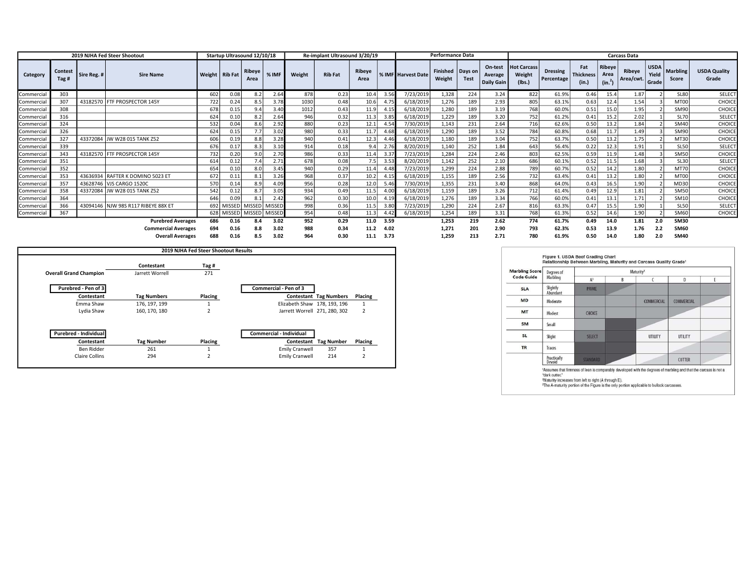| 2019 NJHA Fed Steer Shootout | | | | Startup Ultrasound 12/10/18 | | | | Re-implant Ultrasound 3/20/19 | | | | Performance Data | | | | Carcass Data | | | | | | | |
|---|---|---|---|---|---|---|---|---|---|---|---|---|---|---|---|---|---|---|---|---|---|---|---|
| Category | Contest Tag # | Sire Reg. # | Sire Name | Weight | Rib Fat | Ribeye Area | % IMF | Weight | Rib Fat | Ribeye Area | % IMF | Harvest Date | Finished Weight | Days on Test | On-test Average Daily Gain | Hot Carcass Weight (lbs.) | Dressing Percentage | Fat Thickness (in.) | Ribeye Area (in.$^2$) | Ribeye Area/cwt. | USDA Yield Grade | Marbling Score | USDA Quality Grade |
| Commercial | 303 | | | 602 | 0.08 | 8.2 | 2.64 | 878 | 0.23 | 10.4 | 3.56 | 7/23/2019 | 1,328 | 224 | 3.24 | 822 | 61.9% | 0.46 | 15.4 | 1.87 | 2 | SL80 | SELECT |
| Commercial | 307 | 43182570 | FTF PROSPECTOR 145Y | 722 | 0.24 | 8.5 | 3.78 | 1030 | 0.48 | 10.6 | 4.75 | 6/18/2019 | 1,276 | 189 | 2.93 | 805 | 63.1% | 0.63 | 12.4 | 1.54 | 3 | MT00 | CHOICE |
| Commercial | 308 | | | 678 | 0.15 | 9.4 | 3.40 | 1012 | 0.43 | 11.9 | 4.15 | 6/18/2019 | 1,280 | 189 | 3.19 | 768 | 60.0% | 0.51 | 15.0 | 1.95 | 2 | SM90 | CHOICE |
| Commercial | 316 | | | 624 | 0.10 | 8.2 | 2.64 | 946 | 0.32 | 11.3 | 3.85 | 6/18/2019 | 1,229 | 189 | 3.20 | 752 | 61.2% | 0.41 | 15.2 | 2.02 | 1 | SL70 | SELECT |
| Commercial | 324 | | | 532 | 0.04 | 8.6 | 2.92 | 880 | 0.23 | 12.1 | 4.54 | 7/30/2019 | 1,143 | 231 | 2.64 | 716 | 62.6% | 0.50 | 13.2 | 1.84 | 2 | SM40 | CHOICE |
| Commercial | 326 | | | 624 | 0.15 | 7.7 | 3.02 | 980 | 0.33 | 11.7 | 4.68 | 6/18/2019 | 1,290 | 189 | 3.52 | 784 | 60.8% | 0.68 | 11.7 | 1.49 | 3 | SM90 | CHOICE |
| Commercial | 327 | 43372084 | JW W28 015 TANK Z52 | 606 | 0.19 | 8.8 | 3.28 | 940 | 0.41 | 12.3 | 4.46 | 6/18/2019 | 1,180 | 189 | 3.04 | 752 | 63.7% | 0.50 | 13.2 | 1.75 | 2 | MT30 | CHOICE |
| Commercial | 339 | | | 676 | 0.17 | 8.3 | 3.10 | 914 | 0.18 | 9.4 | 2.76 | 8/20/2019 | 1,140 | 252 | 1.84 | 643 | 56.4% | 0.22 | 12.3 | 1.91 | 1 | SL50 | SELECT |
| Commercial | 343 | 43182570 | FTF PROSPECTOR 145Y | 732 | 0.20 | 9.0 | 2.70 | 986 | 0.33 | 11.4 | 3.37 | 7/23/2019 | 1,284 | 224 | 2.46 | 803 | 62.5% | 0.59 | 11.9 | 1.48 | 3 | SM50 | CHOICE |
| Commercial | 351 | | | 614 | 0.12 | 7.4 | 2.71 | 678 | 0.08 | 7.5 | 3.53 | 8/20/2019 | 1,142 | 252 | 2.10 | 686 | 60.1% | 0.52 | 11.5 | 1.68 | 3 | SL30 | SELECT |
| Commercial | 352 | | | 654 | 0.10 | 8.0 | 3.45 | 940 | 0.29 | 11.4 | 4.48 | 7/23/2019 | 1,299 | 224 | 2.88 | 789 | 60.7% | 0.52 | 14.2 | 1.80 | 2 | MT70 | CHOICE |
| Commercial | 353 | 43636934 | RAFTER K DOMINO 5023 ET | 672 | 0.11 | 8.1 | 3.26 | 968 | 0.37 | 10.2 | 4.15 | 6/18/2019 | 1,155 | 189 | 2.56 | 732 | 63.4% | 0.41 | 13.2 | 1.80 | 2 | MT00 | CHOICE |
| Commercial | 357 | 43628746 | VJS CARGO 1520C | 570 | 0.14 | 8.9 | 4.09 | 956 | 0.28 | 12.0 | 5.46 | 7/30/2019 | 1,355 | 231 | 3.40 | 868 | 64.0% | 0.43 | 16.5 | 1.90 | 2 | MD30 | CHOICE |
| Commercial | 358 | 43372084 | JW W28 015 TANK Z52 | 542 | 0.12 | 8.7 | 3.05 | 934 | 0.49 | 11.5 | 4.00 | 6/18/2019 | 1,159 | 189 | 3.26 | 712 | 61.4% | 0.49 | 12.9 | 1.81 | 2 | SM50 | CHOICE |
| Commercial | 364 | | | 646 | 0.09 | 8.1 | 2.42 | 962 | 0.30 | 10.0 | 4.19 | 6/18/2019 | 1,276 | 189 | 3.34 | 766 | 60.0% | 0.41 | 13.1 | 1.71 | 2 | SM10 | CHOICE |
| Commercial | 366 | 43094146 | NJW 98S R117 RIBEYE 88X ET | 692 | MISSED | MISSED | MISSED | 998 | 0.36 | 11.5 | 3.80 | 7/23/2019 | 1,290 | 224 | 2.67 | 816 | 63.3% | 0.47 | 15.5 | 1.90 | 1 | SL50 | SELECT |
| Commercial | 367 | | | 628 | MISSED | MISSED | MISSED | 954 | 0.48 | 11.3 | 4.42 | 6/18/2019 | 1,254 | 189 | 3.31 | 768 | 61.3% | 0.52 | 14.6 | 1.90 | 2 | SM60 | CHOICE |
| | | | **Purebred Averages** | **686** | **0.16** | **8.4** | **3.02** | **952** | **0.29** | **11.0** | **3.59** | | **1,253** | **219** | **2.62** | **774** | **61.7%** | **0.49** | **14.0** | **1.81** | **2.0** | **SM30** | |
| | | | **Commercial Averages** | **694** | **0.16** | **8.8** | **3.02** | **988** | **0.34** | **11.2** | **4.02** | | **1,271** | **201** | **2.90** | **793** | **62.3%** | **0.53** | **13.9** | **1.76** | **2.2** | **SM60** | |
| | | | **Overall Averages** | **688** | **0.16** | **8.5** | **3.02** | **964** | **0.30** | **11.1** | **3.73** | | **1,259** | **213** | **2.71** | **780** | **61.9%** | **0.50** | **14.0** | **1.80** | **2.0** | **SM40** | |

## 2019 NJHA Fed Steer Shootout Results

| | Contestant | Tag # |
|---|---|---|
| **Overall Grand Champion** | Jarrett Worrell | 271 |

**Purebred - Pen of 3**

| Contestant | Tag Numbers | Placing |
|---|---|---|
| Emma Shaw | 176, 197, 199 | 1 |
| Lydia Shaw | 160, 170, 180 | 2 |

**Commercial - Pen of 3**

| Contestant | Tag Numbers | Placing |
|---|---|---|
| Elizabeth Shaw | 178, 193, 196 | 1 |
| Jarrett Worrell | 271, 280, 302 | 2 |

**Purebred - Individual**

| Contestant | Tag Number | Placing |
|---|---|---|
| Ben Ridder | 261 | 1 |
| Claire Collins | 294 | 2 |

**Commercial - Individual**

| Contestant | Tag Number | Placing |
|---|---|---|
| Emily Cranwell | 357 | 1 |
| Emily Cranwell | 214 | 2 |

Figure 1. USDA Beef Grading Chart
Relationship Between Marbling, Maturity and Carcass Quality Grade[1]

Marbling Score Code Guide
Degrees of Marbling
Maturity[2]
A[3] B C D E
SLA Slightly Abundant
MD Moderate
MT Modest
SM Small
SL Slight
TR Traces
Practically Devoid
PRIME
CHOICE
SELECT
STANDARD
COMMERCIAL
COMMERCIAL
UTILITY
UTILITY
CUTTER

[1]Assumes that firmness of lean is comparably developed with the degrees of marbling and that the carcass is not a "dark cutter."
[2]Maturity increases from left to right (A through E).
[3]The A-maturity portion of the Figure is the only portion applicable to bullock carcasses.